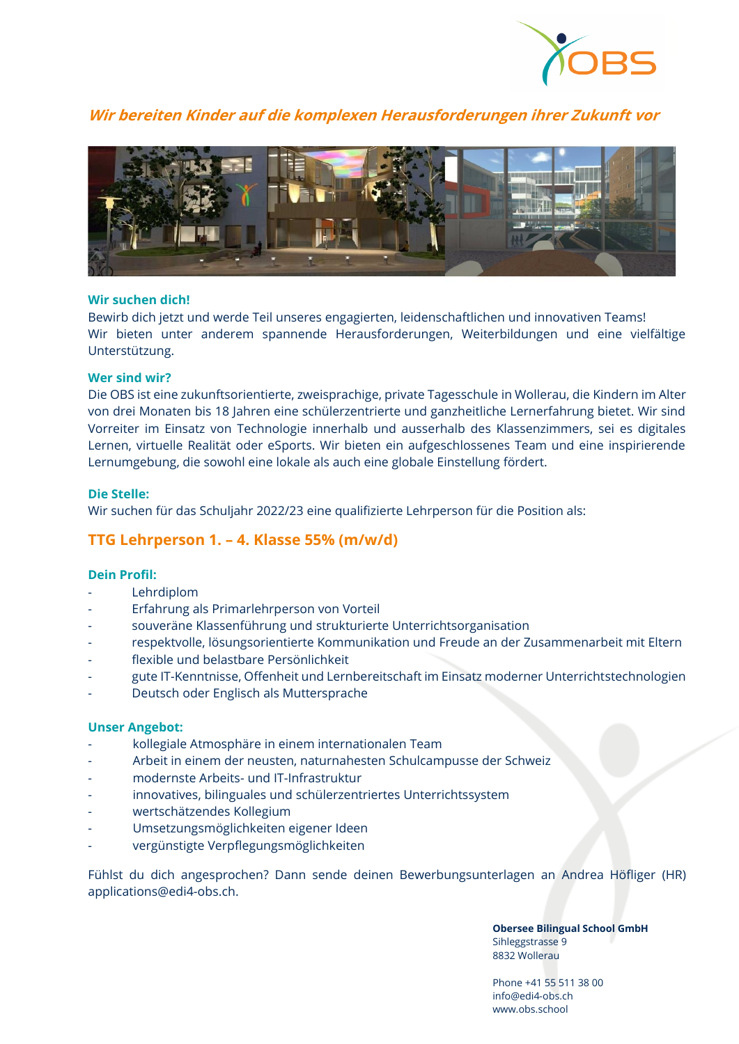*Wir bereiten Kinder auf die komplexen Herausforderungen ihrer Zukunft vor*

### Wir suchen dich!

Bewirb dich jetzt und werde Teil unseres engagierten, leidenschaftlichen und innovativen Teams!
Wir bieten unter anderem spannende Herausforderungen, Weiterbildungen und eine vielfältige Unterstützung.

### Wer sind wir?

Die OBS ist eine zukunftsorientierte, zweisprachige, private Tagesschule in Wollerau, die Kindern im Alter von drei Monaten bis 18 Jahren eine schülerzentrierte und ganzheitliche Lernerfahrung bietet. Wir sind Vorreiter im Einsatz von Technologie innerhalb und ausserhalb des Klassenzimmers, sei es digitales Lernen, virtuelle Realität oder eSports. Wir bieten ein aufgeschlossenes Team und eine inspirierende Lernumgebung, die sowohl eine lokale als auch eine globale Einstellung fördert.

### Die Stelle:

Wir suchen für das Schuljahr 2022/23 eine qualifizierte Lehrperson für die Position als:

## TTG Lehrperson 1. – 4. Klasse 55% (m/w/d)

### Dein Profil:

- Lehrdiplom
- Erfahrung als Primarlehrperson von Vorteil
- souveräne Klassenführung und strukturierte Unterrichtsorganisation
- respektvolle, lösungsorientierte Kommunikation und Freude an der Zusammenarbeit mit Eltern
- flexible und belastbare Persönlichkeit
- gute IT-Kenntnisse, Offenheit und Lernbereitschaft im Einsatz moderner Unterrichtstechnologien
- Deutsch oder Englisch als Muttersprache

### Unser Angebot:

- kollegiale Atmosphäre in einem internationalen Team
- Arbeit in einem der neusten, naturnahesten Schulcampusse der Schweiz
- modernste Arbeits- und IT-Infrastruktur
- innovatives, bilinguales und schülerzentriertes Unterrichtssystem
- wertschätzendes Kollegium
- Umsetzungsmöglichkeiten eigener Ideen
- vergünstigte Verpflegungsmöglichkeiten

Fühlst du dich angesprochen? Dann sende deinen Bewerbungsunterlagen an Andrea Höfliger (HR) applications@edi4-obs.ch.

**Obersee Bilingual School GmbH**
Sihleggstrasse 9
8832 Wollerau

Phone +41 55 511 38 00
info@edi4-obs.ch
www.obs.school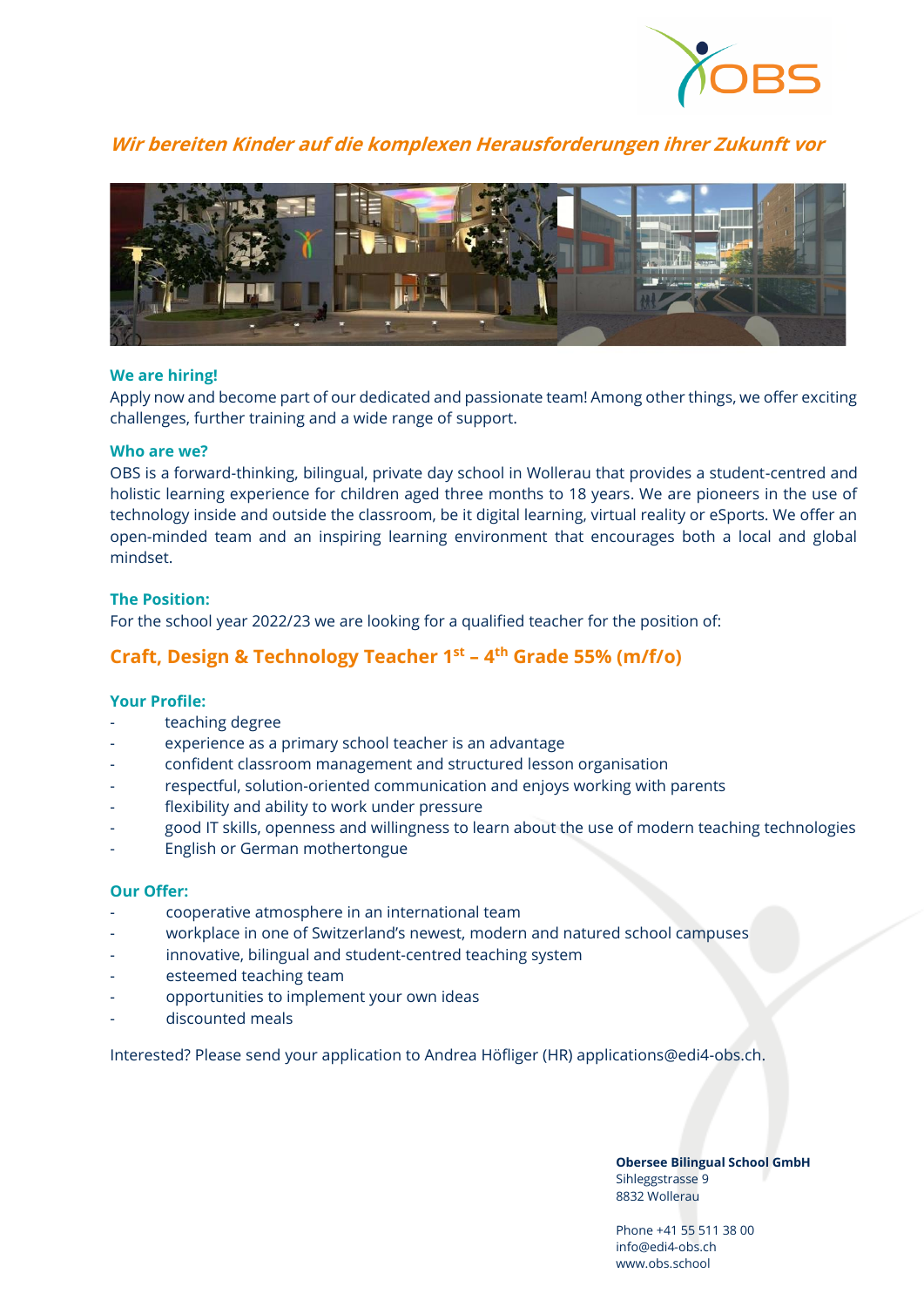*Wir bereiten Kinder auf die komplexen Herausforderungen ihrer Zukunft vor*

**We are hiring!**

Apply now and become part of our dedicated and passionate team! Among other things, we offer exciting challenges, further training and a wide range of support.

**Who are we?**

OBS is a forward-thinking, bilingual, private day school in Wollerau that provides a student-centred and holistic learning experience for children aged three months to 18 years. We are pioneers in the use of technology inside and outside the classroom, be it digital learning, virtual reality or eSports. We offer an open-minded team and an inspiring learning environment that encourages both a local and global mindset.

**The Position:**

For the school year 2022/23 we are looking for a qualified teacher for the position of:

## Craft, Design & Technology Teacher 1st – 4th Grade 55% (m/f/o)

**Your Profile:**

- teaching degree
- experience as a primary school teacher is an advantage
- confident classroom management and structured lesson organisation
- respectful, solution-oriented communication and enjoys working with parents
- flexibility and ability to work under pressure
- good IT skills, openness and willingness to learn about the use of modern teaching technologies
- English or German mothertongue

**Our Offer:**

- cooperative atmosphere in an international team
- workplace in one of Switzerland's newest, modern and natured school campuses
- innovative, bilingual and student-centred teaching system
- esteemed teaching team
- opportunities to implement your own ideas
- discounted meals

Interested? Please send your application to Andrea Höfliger (HR) applications@edi4-obs.ch.

**Obersee Bilingual School GmbH**
Sihleggstrasse 9
8832 Wollerau

Phone +41 55 511 38 00
info@edi4-obs.ch
www.obs.school